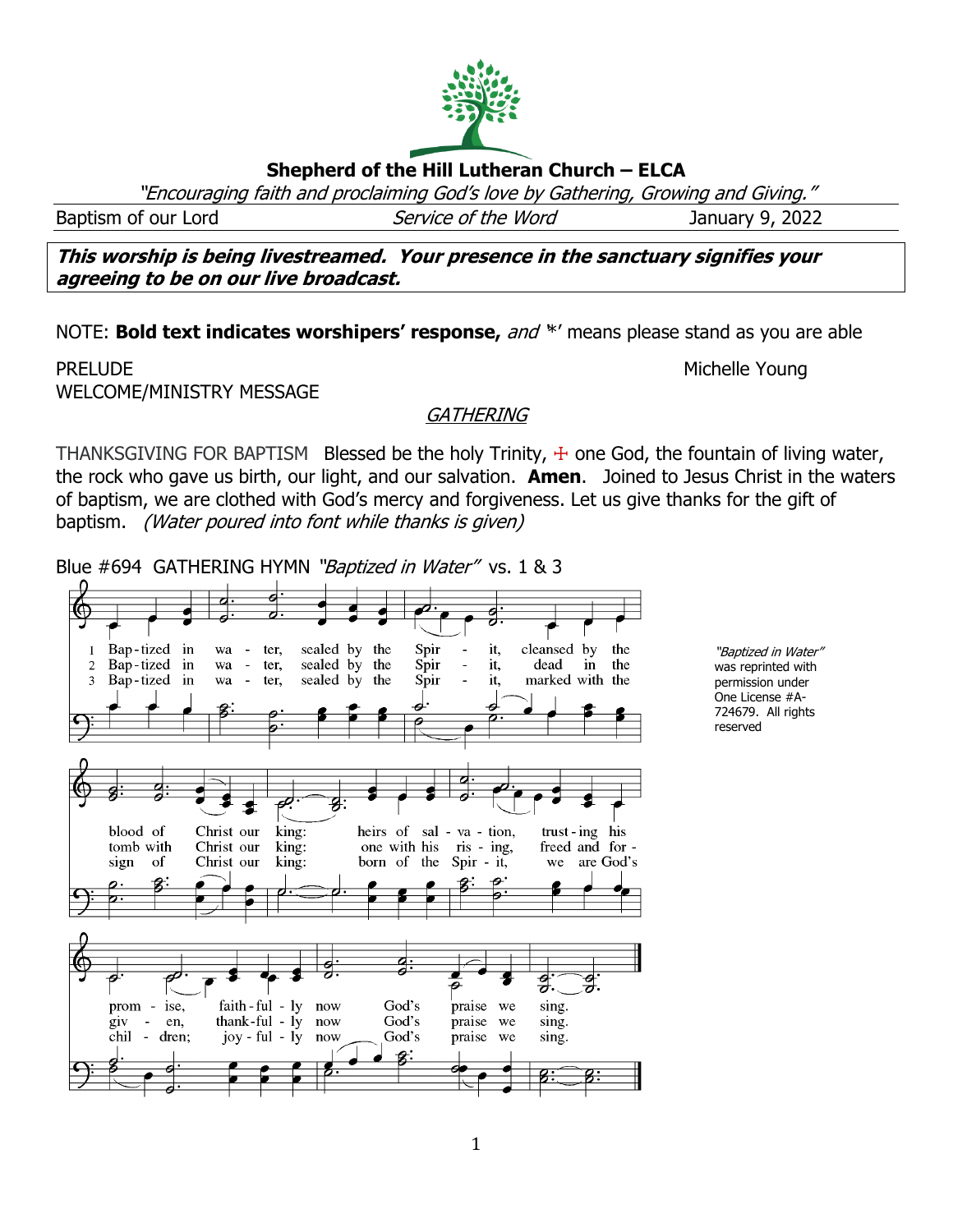**Shepherd of the Hill Lutheran Church – ELCA**

*"Encouraging faith and proclaiming God's love by Gathering, Growing and Giving."*

Baptism of our Lord | *Service of the Word* | January 9, 2022

***This worship is being livestreamed. Your presence in the sanctuary signifies your agreeing to be on our live broadcast.***

NOTE: **Bold text indicates worshipers' response,** *and* '*' means please stand as you are able

PRELUDE Michelle Young

WELCOME/MINISTRY MESSAGE

*GATHERING*

THANKSGIVING FOR BAPTISM Blessed be the holy Trinity, ☩ one God, the fountain of living water, the rock who gave us birth, our light, and our salvation. **Amen**. Joined to Jesus Christ in the waters of baptism, we are clothed with God's mercy and forgiveness. Let us give thanks for the gift of baptism. *(Water poured into font while thanks is given)*

Blue #694 GATHERING HYMN *"Baptized in Water"* vs. 1 & 3

1 Baptized in water, sealed by the Spirit, cleansed by the blood of Christ our king: heirs of salvation, trusting his promise, faithfully now God's praise we sing.

2 Baptized in water, sealed by the Spirit, dead in the tomb with Christ our king: one with his rising, freed and forgiven, thankfully now God's praise we sing.

3 Baptized in water, sealed by the Spirit, marked with the sign of Christ our king: born of the Spirit, we are God's children; joyfully now God's praise we sing.

*"Baptized in Water" was reprinted with permission under One License #A-724679. All rights reserved*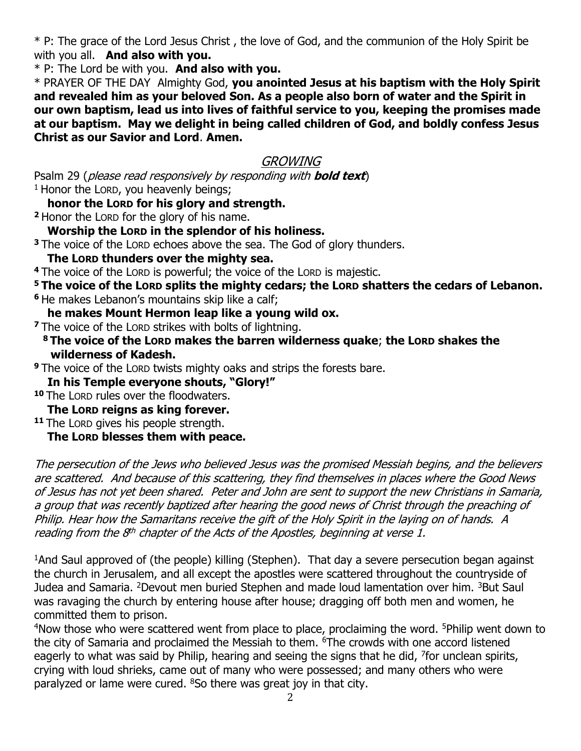\* P: The grace of the Lord Jesus Christ , the love of God, and the communion of the Holy Spirit be with you all. **And also with you.**

\* P: The Lord be with you. **And also with you.**

\* PRAYER OF THE DAY Almighty God, **you anointed Jesus at his baptism with the Holy Spirit and revealed him as your beloved Son. As a people also born of water and the Spirit in our own baptism, lead us into lives of faithful service to you, keeping the promises made at our baptism. May we delight in being called children of God, and boldly confess Jesus Christ as our Savior and Lord**. **Amen.**

## GROWING

Psalm 29 (*please read responsively by responding with **bold text***)

[1] Honor the LORD, you heavenly beings;
**honor the LORD for his glory and strength.**

**[2]** Honor the LORD for the glory of his name.
**Worship the LORD in the splendor of his holiness.**

**[3]** The voice of the LORD echoes above the sea. The God of glory thunders.
**The LORD thunders over the mighty sea.**

**[4]** The voice of the LORD is powerful; the voice of the LORD is majestic.

**[5] The voice of the LORD splits the mighty cedars; the LORD shatters the cedars of Lebanon.**

**[6]** He makes Lebanon's mountains skip like a calf;
**he makes Mount Hermon leap like a young wild ox.**

**[7]** The voice of the LORD strikes with bolts of lightning.
**[8] The voice of the LORD makes the barren wilderness quake**; **the LORD shakes the wilderness of Kadesh.**

**[9]** The voice of the LORD twists mighty oaks and strips the forests bare.
**In his Temple everyone shouts, "Glory!"**

**[10]** The LORD rules over the floodwaters.
**The LORD reigns as king forever.**

**[11]** The LORD gives his people strength.
**The LORD blesses them with peace.**

*The persecution of the Jews who believed Jesus was the promised Messiah begins, and the believers are scattered. And because of this scattering, they find themselves in places where the Good News of Jesus has not yet been shared. Peter and John are sent to support the new Christians in Samaria, a group that was recently baptized after hearing the good news of Christ through the preaching of Philip. Hear how the Samaritans receive the gift of the Holy Spirit in the laying on of hands. A reading from the 8th chapter of the Acts of the Apostles, beginning at verse 1.*

[1]And Saul approved of (the people) killing (Stephen). That day a severe persecution began against the church in Jerusalem, and all except the apostles were scattered throughout the countryside of Judea and Samaria. [2]Devout men buried Stephen and made loud lamentation over him. [3]But Saul was ravaging the church by entering house after house; dragging off both men and women, he committed them to prison.

[4]Now those who were scattered went from place to place, proclaiming the word. [5]Philip went down to the city of Samaria and proclaimed the Messiah to them. [6]The crowds with one accord listened eagerly to what was said by Philip, hearing and seeing the signs that he did, [7]for unclean spirits, crying with loud shrieks, came out of many who were possessed; and many others who were paralyzed or lame were cured. [8]So there was great joy in that city.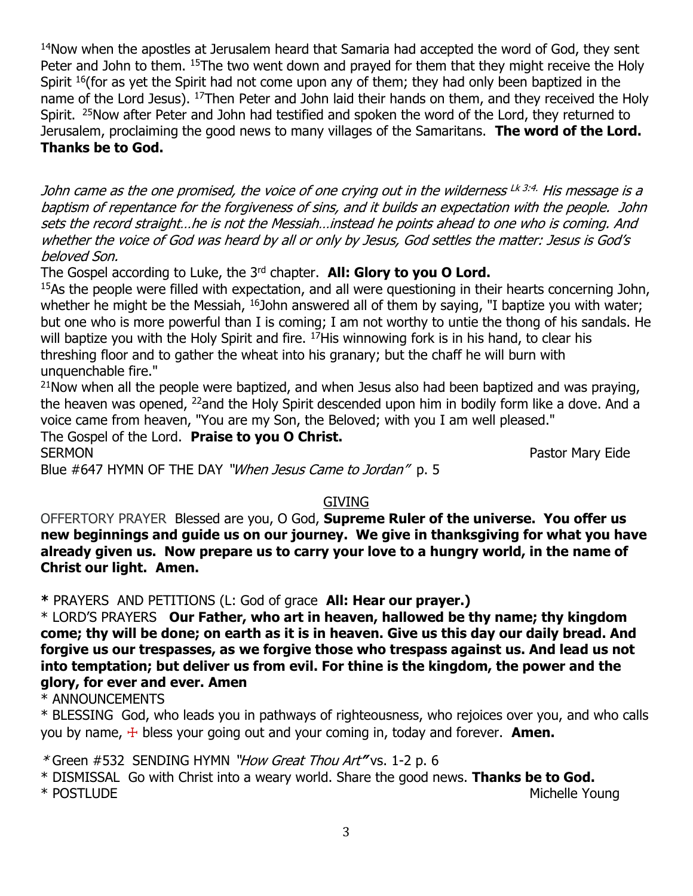[14]Now when the apostles at Jerusalem heard that Samaria had accepted the word of God, they sent Peter and John to them. [15]The two went down and prayed for them that they might receive the Holy Spirit [16](for as yet the Spirit had not come upon any of them; they had only been baptized in the name of the Lord Jesus). [17]Then Peter and John laid their hands on them, and they received the Holy Spirit. [25]Now after Peter and John had testified and spoken the word of the Lord, they returned to Jerusalem, proclaiming the good news to many villages of the Samaritans. **The word of the Lord. Thanks be to God.**

*John came as the one promised, the voice of one crying out in the wilderness* [Lk 3:4.] *His message is a baptism of repentance for the forgiveness of sins, and it builds an expectation with the people. John sets the record straight…he is not the Messiah…instead he points ahead to one who is coming. And whether the voice of God was heard by all or only by Jesus, God settles the matter: Jesus is God's beloved Son.*

The Gospel according to Luke, the 3rd chapter. **All: Glory to you O Lord.**

[15]As the people were filled with expectation, and all were questioning in their hearts concerning John, whether he might be the Messiah, [16]John answered all of them by saying, "I baptize you with water; but one who is more powerful than I is coming; I am not worthy to untie the thong of his sandals. He will baptize you with the Holy Spirit and fire. [17]His winnowing fork is in his hand, to clear his threshing floor and to gather the wheat into his granary; but the chaff he will burn with unquenchable fire."

[21]Now when all the people were baptized, and when Jesus also had been baptized and was praying, the heaven was opened, [22]and the Holy Spirit descended upon him in bodily form like a dove. And a voice came from heaven, "You are my Son, the Beloved; with you I am well pleased."

The Gospel of the Lord. **Praise to you O Christ.**

SERMON Pastor Mary Eide

Blue #647 HYMN OF THE DAY *"When Jesus Came to Jordan"* p. 5

## GIVING

OFFERTORY PRAYER Blessed are you, O God, **Supreme Ruler of the universe. You offer us new beginnings and guide us on our journey. We give in thanksgiving for what you have already given us. Now prepare us to carry your love to a hungry world, in the name of Christ our light. Amen.**

**\*** PRAYERS AND PETITIONS (L: God of grace **All: Hear our prayer.)**

\* LORD'S PRAYERS **Our Father, who art in heaven, hallowed be thy name; thy kingdom come; thy will be done; on earth as it is in heaven. Give us this day our daily bread. And forgive us our trespasses, as we forgive those who trespass against us. And lead us not into temptation; but deliver us from evil. For thine is the kingdom, the power and the glory, for ever and ever. Amen**

\* ANNOUNCEMENTS

\* BLESSING God, who leads you in pathways of righteousness, who rejoices over you, and who calls you by name, ☩ bless your going out and your coming in, today and forever. **Amen.**

\* Green #532 SENDING HYMN *"How Great Thou Art"* vs. 1-2 p. 6

\* DISMISSAL Go with Christ into a weary world. Share the good news. **Thanks be to God.**

\* POSTLUDE Michelle Young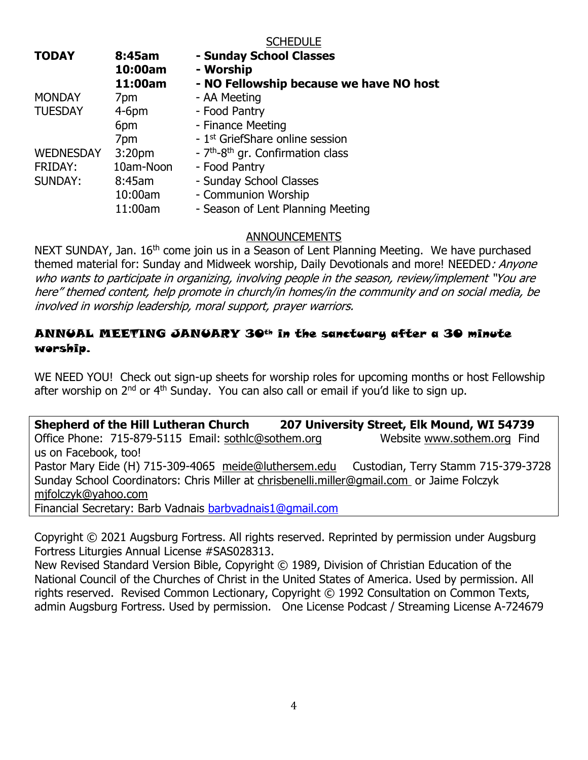## SCHEDULE

| | | |
|---|---|---|
| **TODAY** | **8:45am** | **- Sunday School Classes** |
| | **10:00am** | **- Worship** |
| | **11:00am** | **- NO Fellowship because we have NO host** |
| MONDAY | 7pm | - AA Meeting |
| TUESDAY | 4-6pm | - Food Pantry |
| | 6pm | - Finance Meeting |
| | 7pm | - 1st GriefShare online session |
| WEDNESDAY | 3:20pm | - 7th-8th gr. Confirmation class |
| FRIDAY: | 10am-Noon | - Food Pantry |
| SUNDAY: | 8:45am | - Sunday School Classes |
| | 10:00am | - Communion Worship |
| | 11:00am | - Season of Lent Planning Meeting |

## ANNOUNCEMENTS

NEXT SUNDAY, Jan. 16th come join us in a Season of Lent Planning Meeting. We have purchased themed material for: Sunday and Midweek worship, Daily Devotionals and more! NEEDED*: Anyone who wants to participate in organizing, involving people in the season, review/implement "You are here" themed content, help promote in church/in homes/in the community and on social media, be involved in worship leadership, moral support, prayer warriors.*

**ANNUAL MEETING JANUARY 30th in the sanctuary after a 30 minute worship.**

WE NEED YOU! Check out sign-up sheets for worship roles for upcoming months or host Fellowship after worship on 2nd or 4th Sunday. You can also call or email if you'd like to sign up.

**Shepherd of the Hill Lutheran Church 207 University Street, Elk Mound, WI 54739**
Office Phone: 715-879-5115 Email: sothlc@sothem.org Website www.sothem.org Find us on Facebook, too!
Pastor Mary Eide (H) 715-309-4065 meide@luthersem.edu Custodian, Terry Stamm 715-379-3728
Sunday School Coordinators: Chris Miller at chrisbenelli.miller@gmail.com or Jaime Folczyk mjfolczyk@yahoo.com
Financial Secretary: Barb Vadnais barbvadnais1@gmail.com

Copyright © 2021 Augsburg Fortress. All rights reserved. Reprinted by permission under Augsburg Fortress Liturgies Annual License #SAS028313.
New Revised Standard Version Bible, Copyright © 1989, Division of Christian Education of the National Council of the Churches of Christ in the United States of America. Used by permission. All rights reserved. Revised Common Lectionary, Copyright © 1992 Consultation on Common Texts, admin Augsburg Fortress. Used by permission. One License Podcast / Streaming License A-724679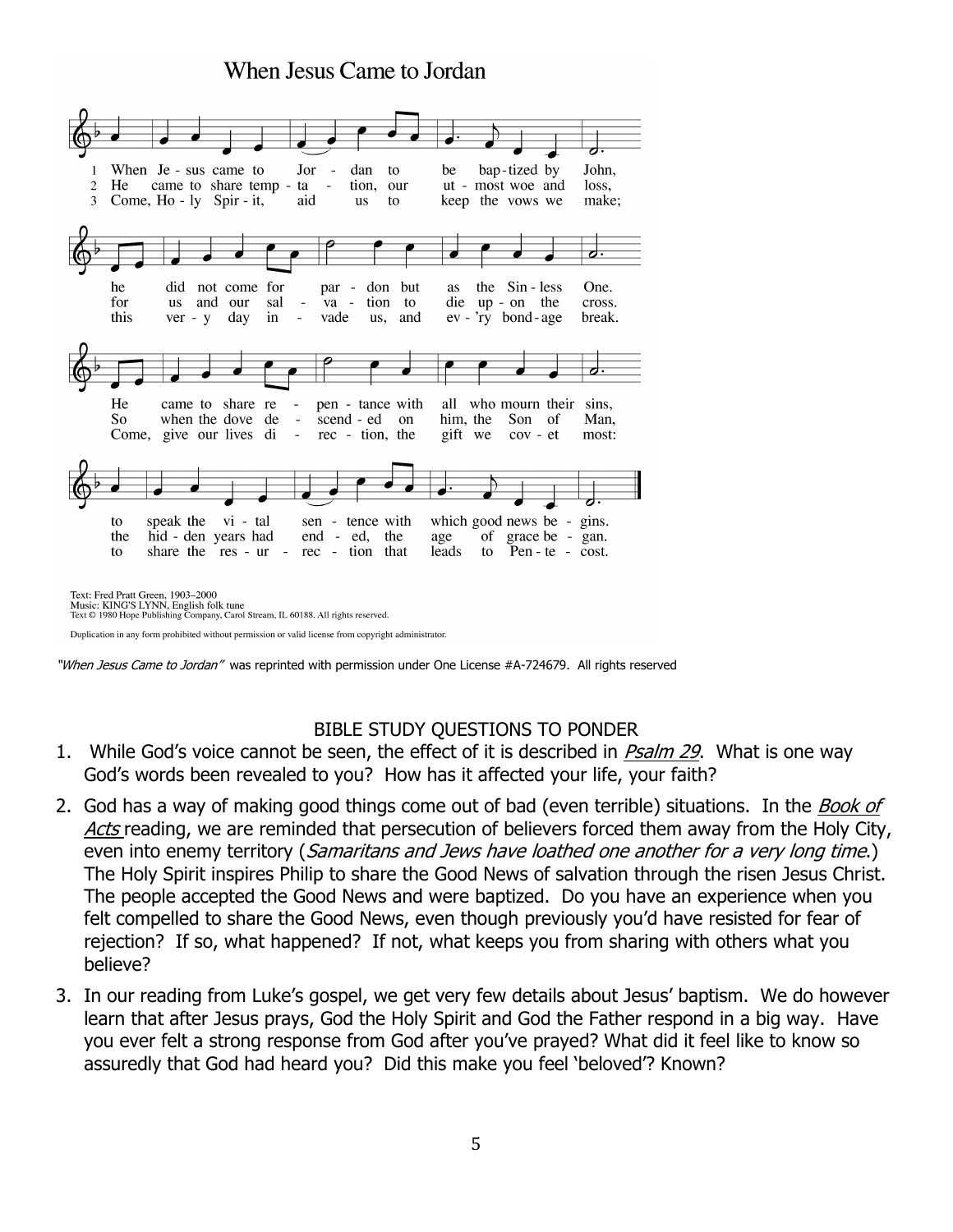## When Jesus Came to Jordan

1 When Jesus came to Jordan to be baptized by John, he did not come for pardon but as the Sinless One. He came to share repentance with all who mourn their sins, to speak the vital sentence with which good news begins.

2 He came to share temptation, our utmost woe and loss, for us and our salvation to die upon the cross. So when the dove descended on him, the Son of Man, the hidden years had ended, the age of grace began.

3 Come, Holy Spirit, aid us to keep the vows we make; this very day invade us, and ev'ry bondage break. Come, give our lives direction, the gift we covet most: to share the resurrection that leads to Pentecost.

Text: Fred Pratt Green, 1903–2000
Music: KING'S LYNN, English folk tune
Text © 1980 Hope Publishing Company, Carol Stream, IL 60188. All rights reserved.

Duplication in any form prohibited without permission or valid license from copyright administrator.

*"When Jesus Came to Jordan"* was reprinted with permission under One License #A-724679. All rights reserved

### BIBLE STUDY QUESTIONS TO PONDER

1. While God's voice cannot be seen, the effect of it is described in *Psalm 29*. What is one way God's words been revealed to you? How has it affected your life, your faith?
2. God has a way of making good things come out of bad (even terrible) situations. In the *Book of Acts* reading, we are reminded that persecution of believers forced them away from the Holy City, even into enemy territory (*Samaritans and Jews have loathed one another for a very long time.*) The Holy Spirit inspires Philip to share the Good News of salvation through the risen Jesus Christ. The people accepted the Good News and were baptized. Do you have an experience when you felt compelled to share the Good News, even though previously you'd have resisted for fear of rejection? If so, what happened? If not, what keeps you from sharing with others what you believe?
3. In our reading from Luke's gospel, we get very few details about Jesus' baptism. We do however learn that after Jesus prays, God the Holy Spirit and God the Father respond in a big way. Have you ever felt a strong response from God after you've prayed? What did it feel like to know so assuredly that God had heard you? Did this make you feel 'beloved'? Known?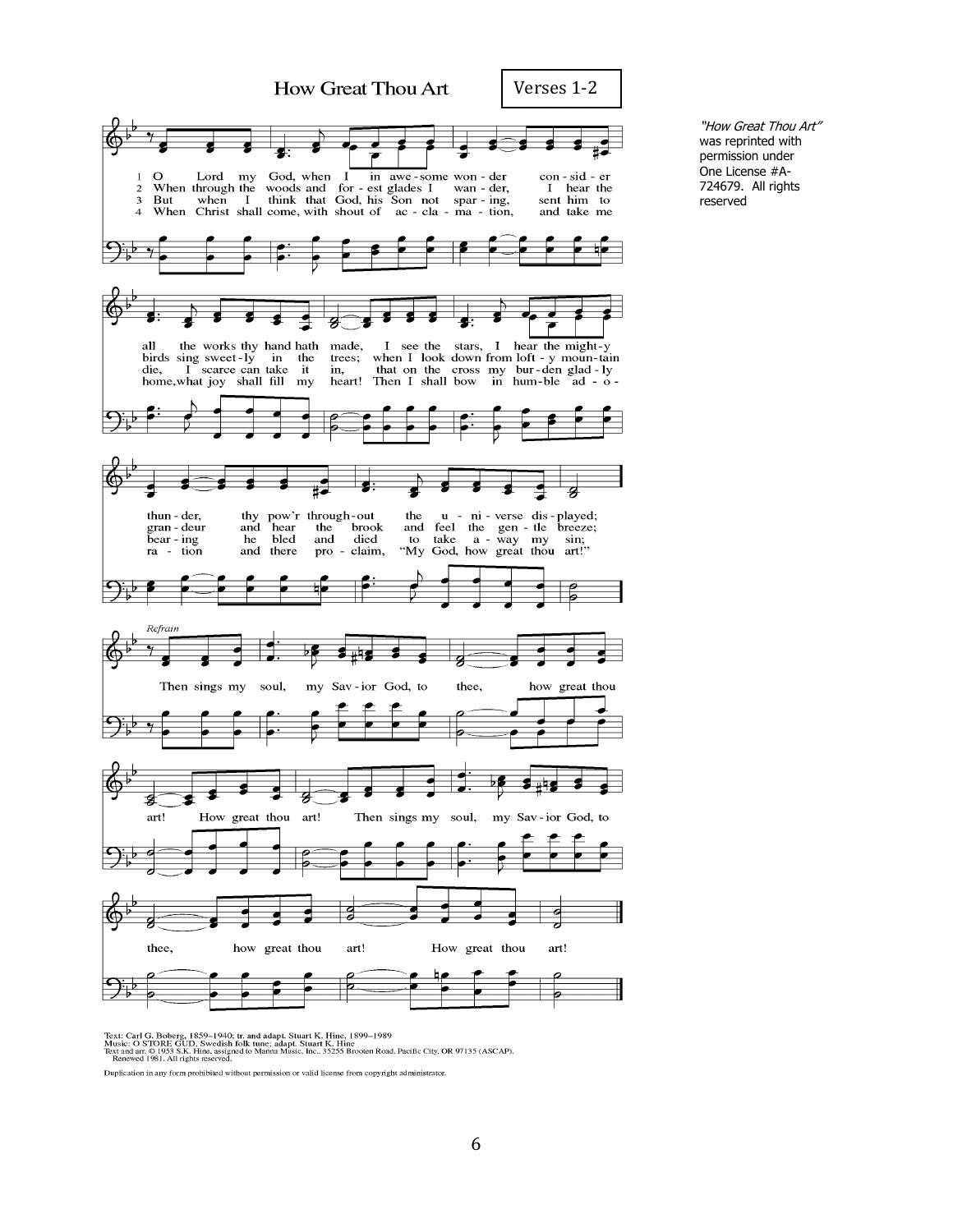# How Great Thou Art

Verses 1-2

1 O Lord my God, when I in awe-some won-der con-sid-er all the works thy hand hath made, I see the stars, I hear the might-y thun-der, thy pow'r through-out the u-ni-verse dis-played;

2 When through the woods and for-est glades I wan-der, I hear the birds sing sweet-ly in the trees; when I look down from loft-y moun-tain gran-deur and hear the brook and feel the gen-tle breeze;

3 But when I think that God, his Son not spar-ing, sent him to die, I scarce can take it in, that on the cross my bur-den glad-ly bear-ing he bled and died to take a-way my sin;

4 When Christ shall come, with shout of ac-cla-ma-tion, and take me home, what joy shall fill my heart! Then I shall bow in hum-ble ad-o-ra-tion and there pro-claim, "My God, how great thou art!"

*Refrain*

Then sings my soul, my Sav-ior God, to thee, how great thou art! How great thou art! Then sings my soul, my Sav-ior God, to thee, how great thou art! How great thou art!

Text: Carl G. Boberg, 1859–1940; tr. and adapt. Stuart K. Hine, 1899–1989
Music: O STORE GUD, Swedish folk tune; adapt. Stuart K. Hine
Text and arr. © 1953 S.K. Hine, assigned to Manna Music, Inc., 35255 Brooten Road, Pacific City, OR 97135 (ASCAP). Renewed 1981. All rights reserved.

Duplication in any form prohibited without permission or valid license from copyright administrator.

*"How Great Thou Art"* was reprinted with permission under One License #A-724679. All rights reserved